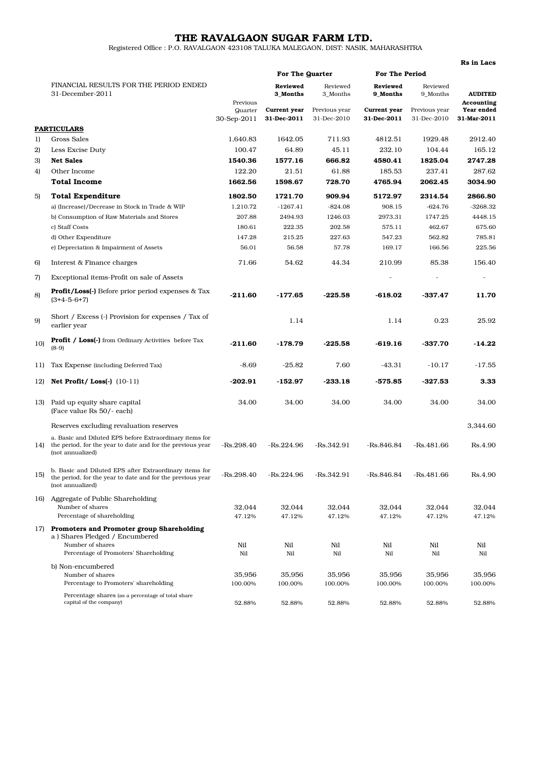# THE RAVALGAON SUGAR FARM LTD.

Registered Office : P.O. RAVALGAON 423108 TALUKA MALEGAON, DIST: NASIK, MAHARASHTRA

**Rs in Lacs**

| | FINANCIAL RESULTS FOR THE PERIOD ENDED 31-December-2011 | | **For The Quarter** | | **For The Period** | | |
|---|---|---|---|---|---|---|---|
| | | | **Reviewed 3_Months** | Reviewed 3_Months | **Reviewed 9_Months** | Reviewed 9_Months | **AUDITED** |
| | | Previous Quarter 30-Sep-2011 | **Current year 31-Dec-2011** | Previous year 31-Dec-2010 | **Current year 31-Dec-2011** | Previous year 31-Dec-2010 | **Accounting Year ended 31-Mar-2011** |
| | **PARTICULARS** | | | | | | |
| 1) | Gross Sales | 1,640.83 | 1642.05 | 711.93 | 4812.51 | 1929.48 | 2912.40 |
| 2) | Less Excise Duty | 100.47 | 64.89 | 45.11 | 232.10 | 104.44 | 165.12 |
| 3) | **Net Sales** | **1540.36** | **1577.16** | **666.82** | **4580.41** | **1825.04** | **2747.28** |
| 4) | Other Income | 122.20 | 21.51 | 61.88 | 185.53 | 237.41 | 287.62 |
| | **Total Income** | **1662.56** | **1598.67** | **728.70** | **4765.94** | **2062.45** | **3034.90** |
| 5) | **Total Expenditure** | **1802.50** | **1721.70** | **909.94** | **5172.97** | **2314.54** | **2866.80** |
| | a) (Increase)/Decrease in Stock in Trade & WIP | 1,210.72 | -1267.41 | -824.08 | 908.15 | -624.76 | -3268.32 |
| | b) Consumption of Raw Materials and Stores | 207.88 | 2494.93 | 1246.03 | 2973.31 | 1747.25 | 4448.15 |
| | c) Staff Costs | 180.61 | 222.35 | 202.58 | 575.11 | 462.67 | 675.60 |
| | d) Other Expenditure | 147.28 | 215.25 | 227.63 | 547.23 | 562.82 | 785.81 |
| | e) Depreciation & Impairment of Assets | 56.01 | 56.58 | 57.78 | 169.17 | 166.56 | 225.56 |
| 6) | Interest & Finance charges | 71.66 | 54.62 | 44.34 | 210.99 | 85.38 | 156.40 |
| 7) | Exceptional items-Profit on sale of Assets | | | | - | - | - |
| 8) | **Profit/Loss(-)** Before prior period expenses & Tax (3+4-5-6+7) | **-211.60** | **-177.65** | **-225.58** | **-618.02** | **-337.47** | **11.70** |
| 9) | Short / Excess (-) Provision for expenses / Tax of earlier year | | 1.14 | | 1.14 | 0.23 | 25.92 |
| 10) | **Profit / Loss(-)** from Ordinary Activities before Tax (8-9) | **-211.60** | **-178.79** | **-225.58** | **-619.16** | **-337.70** | **-14.22** |
| 11) | Tax Expense (including Deferred Tax) | -8.69 | -25.82 | 7.60 | -43.31 | -10.17 | -17.55 |
| 12) | **Net Profit/ Loss(-)** (10-11) | **-202.91** | **-152.97** | **-233.18** | **-575.85** | **-327.53** | **3.33** |
| 13) | Paid up equity share capital (Face value Rs 50/- each) | 34.00 | 34.00 | 34.00 | 34.00 | 34.00 | 34.00 |
| | Reserves excluding revaluation reserves | | | | | | 3,344.60 |
| 14) | a. Basic and Diluted EPS before Extraordinary items for the period, for the year to date and for the previous year (not annualized) | -Rs.298.40 | -Rs.224.96 | -Rs.342.91 | -Rs.846.84 | -Rs.481.66 | Rs.4.90 |
| 15) | b. Basic and Diluted EPS after Extraordinary items for the period, for the year to date and for the previous year (not annualized) | -Rs.298.40 | -Rs.224.96 | -Rs.342.91 | -Rs.846.84 | -Rs.481.66 | Rs.4.90 |
| 16) | Aggregate of Public Shareholding | | | | | | |
| | Number of shares | 32,044 | 32,044 | 32,044 | 32,044 | 32,044 | 32,044 |
| | Percentage of shareholding | 47.12% | 47.12% | 47.12% | 47.12% | 47.12% | 47.12% |
| 17) | **Promoters and Promoter group Shareholding** | | | | | | |
| | a ) Shares Pledged / Encumbered | | | | | | |
| | Number of shares | Nil | Nil | Nil | Nil | Nil | Nil |
| | Percentage of Promoters' Shareholding | Nil | Nil | Nil | Nil | Nil | Nil |
| | b) Non-encumbered | | | | | | |
| | Number of shares | 35,956 | 35,956 | 35,956 | 35,956 | 35,956 | 35,956 |
| | Percentage to Promoters' shareholding | 100.00% | 100.00% | 100.00% | 100.00% | 100.00% | 100.00% |
| | Percentage shares (as a percentage of total share capital of the company) | 52.88% | 52.88% | 52.88% | 52.88% | 52.88% | 52.88% |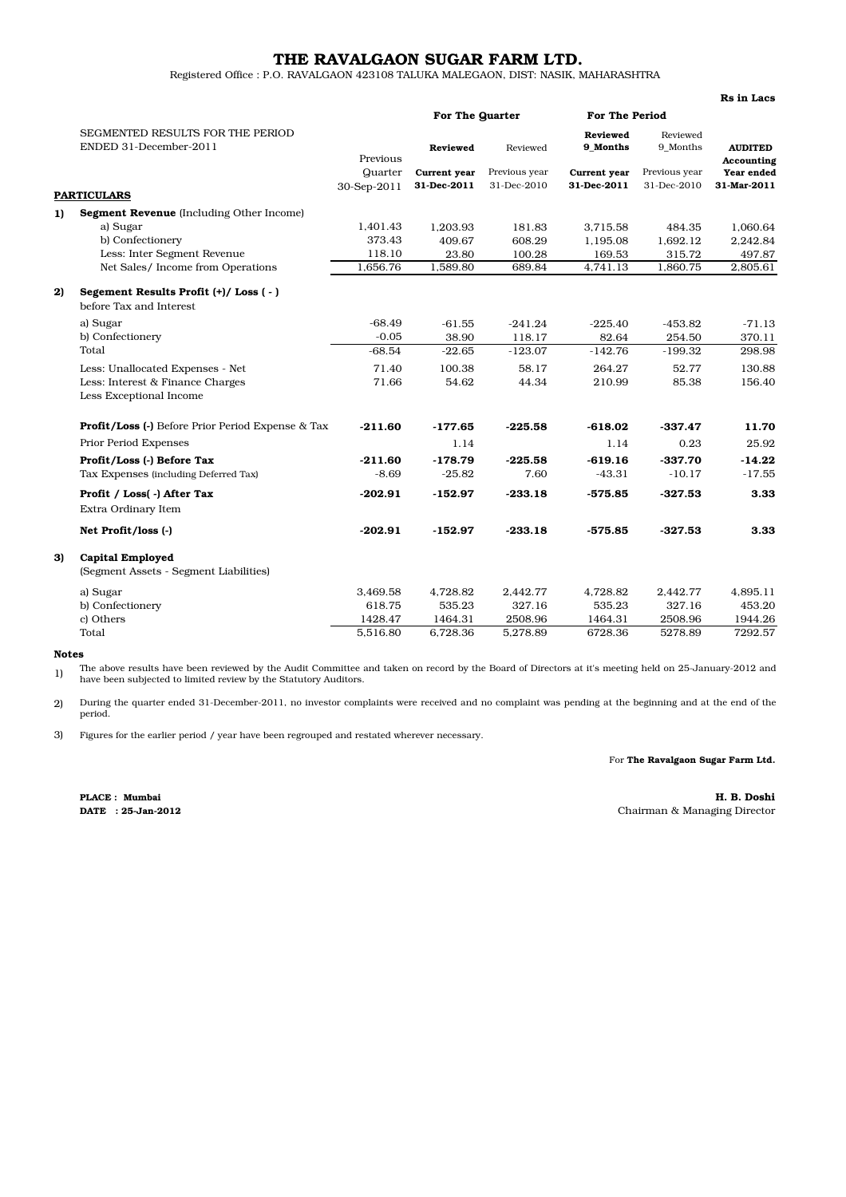# THE RAVALGAON SUGAR FARM LTD.

Registered Office : P.O. RAVALGAON 423108 TALUKA MALEGAON, DIST: NASIK, MAHARASHTRA

**Rs in Lacs**

| | SEGMENTED RESULTS FOR THE PERIOD ENDED 31-December-2011 | Previous Quarter 30-Sep-2011 | **For The Quarter** | | **For The Period** | | **AUDITED Accounting Year ended 31-Mar-2011** |
|---|---|---|---|---|---|---|---|
| | | | **Reviewed Current year 31-Dec-2011** | Reviewed Previous year 31-Dec-2010 | **Reviewed 9_Months Current year 31-Dec-2011** | Reviewed 9_Months Previous year 31-Dec-2010 | |
| | **PARTICULARS** | | | | | | |
| **1)** | **Segment Revenue** (Including Other Income) | | | | | | |
| | a) Sugar | 1,401.43 | 1,203.93 | 181.83 | 3,715.58 | 484.35 | 1,060.64 |
| | b) Confectionery | 373.43 | 409.67 | 608.29 | 1,195.08 | 1,692.12 | 2,242.84 |
| | Less: Inter Segment Revenue | 118.10 | 23.80 | 100.28 | 169.53 | 315.72 | 497.87 |
| | Net Sales/ Income from Operations | 1,656.76 | 1,589.80 | 689.84 | 4,741.13 | 1,860.75 | 2,805.61 |
| **2)** | **Segement Results Profit (+)/ Loss ( - )** before Tax and Interest | | | | | | |
| | a) Sugar | -68.49 | -61.55 | -241.24 | -225.40 | -453.82 | -71.13 |
| | b) Confectionery | -0.05 | 38.90 | 118.17 | 82.64 | 254.50 | 370.11 |
| | Total | -68.54 | -22.65 | -123.07 | -142.76 | -199.32 | 298.98 |
| | Less: Unallocated Expenses - Net | 71.40 | 100.38 | 58.17 | 264.27 | 52.77 | 130.88 |
| | Less: Interest & Finance Charges | 71.66 | 54.62 | 44.34 | 210.99 | 85.38 | 156.40 |
| | Less Exceptional Income | | | | | | |
| | **Profit/Loss (-)** Before Prior Period Expense & Tax | **-211.60** | **-177.65** | **-225.58** | **-618.02** | **-337.47** | **11.70** |
| | Prior Period Expenses | | 1.14 | | 1.14 | 0.23 | 25.92 |
| | **Profit/Loss (-) Before Tax** | **-211.60** | **-178.79** | **-225.58** | **-619.16** | **-337.70** | **-14.22** |
| | Tax Expenses (including Deferred Tax) | -8.69 | -25.82 | 7.60 | -43.31 | -10.17 | -17.55 |
| | **Profit / Loss( -) After Tax** | **-202.91** | **-152.97** | **-233.18** | **-575.85** | **-327.53** | **3.33** |
| | Extra Ordinary Item | | | | | | |
| | **Net Profit/loss (-)** | **-202.91** | **-152.97** | **-233.18** | **-575.85** | **-327.53** | **3.33** |
| **3)** | **Capital Employed** (Segment Assets - Segment Liabilities) | | | | | | |
| | a) Sugar | 3,469.58 | 4,728.82 | 2,442.77 | 4,728.82 | 2,442.77 | 4,895.11 |
| | b) Confectionery | 618.75 | 535.23 | 327.16 | 535.23 | 327.16 | 453.20 |
| | c) Others | 1428.47 | 1464.31 | 2508.96 | 1464.31 | 2508.96 | 1944.26 |
| | Total | 5,516.80 | 6,728.36 | 5,278.89 | 6728.36 | 5278.89 | 7292.57 |

**Notes**

1) The above results have been reviewed by the Audit Committee and taken on record by the Board of Directors at it's meeting held on 25-January-2012 and have been subjected to limited review by the Statutory Auditors.

2) During the quarter ended 31-December-2011, no investor complaints were received and no complaint was pending at the beginning and at the end of the period.

3) Figures for the earlier period / year have been regrouped and restated wherever necessary.

For **The Ravalgaon Sugar Farm Ltd.**

**PLACE : Mumbai**
**DATE : 25-Jan-2012**

**H. B. Doshi**
Chairman & Managing Director